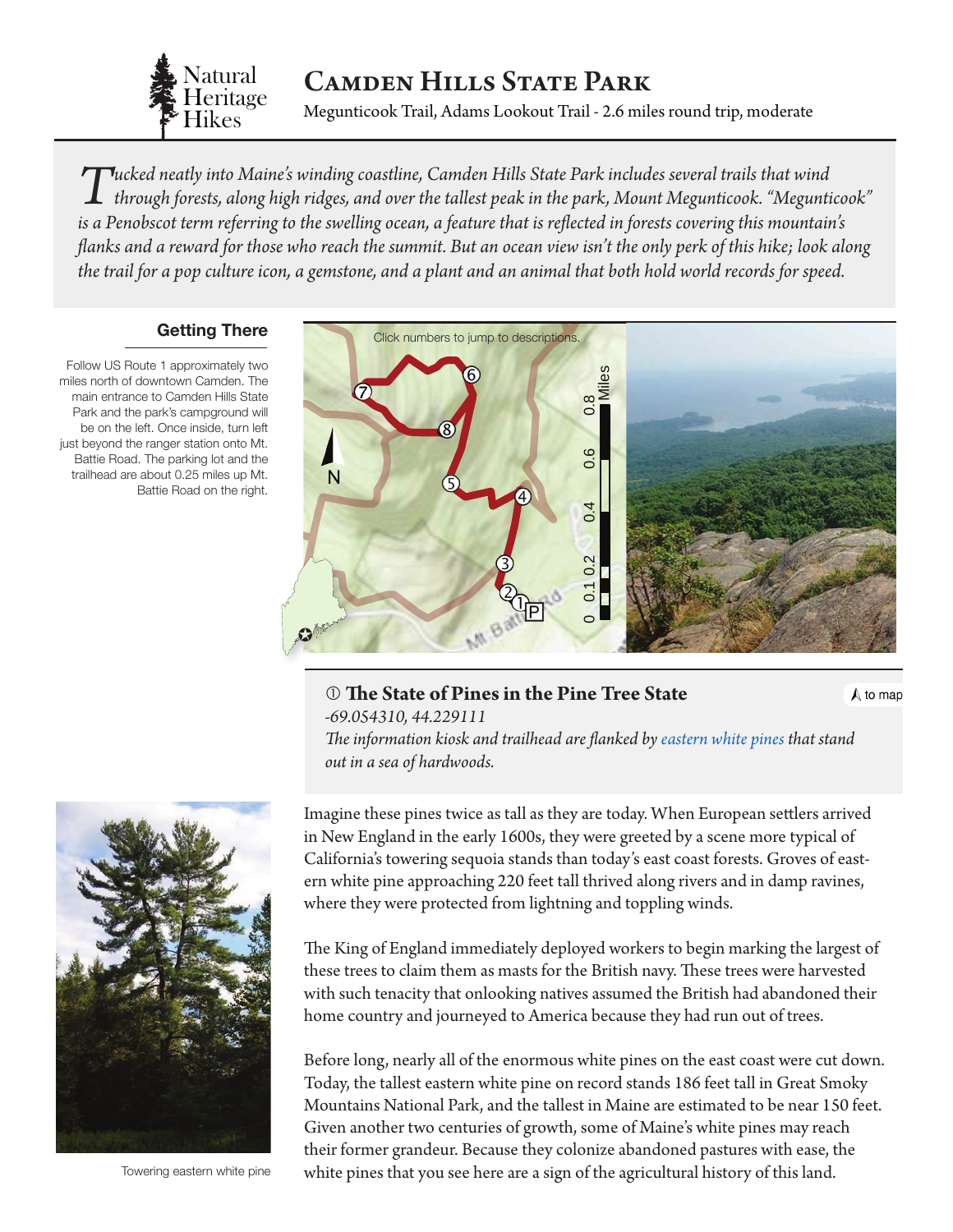Natural Heritage Hikes

# Camden Hills State Park

Megunticook Trail, Adams Lookout Trail - 2.6 miles round trip, moderate

*Tucked neatly into Maine's winding coastline, Camden Hills State Park includes several trails that wind through forests, along high ridges, and over the tallest peak in the park, Mount Megunticook. "Megunticook" is a Penobscot term referring to the swelling ocean, a feature that is reflected in forests covering this mountain's flanks and a reward for those who reach the summit. But an ocean view isn't the only perk of this hike; look along the trail for a pop culture icon, a gemstone, and a plant and an animal that both hold world records for speed.*

## Getting There

Follow US Route 1 approximately two miles north of downtown Camden. The main entrance to Camden Hills State Park and the park's campground will be on the left. Once inside, turn left just beyond the ranger station onto Mt. Battie Road. The parking lot and the trailhead are about 0.25 miles up Mt. Battie Road on the right.

Click numbers to jump to descriptions.

## ① The State of Pines in the Pine Tree State

to map

*-69.054310, 44.229111*

*The information kiosk and trailhead are flanked by eastern white pines that stand out in a sea of hardwoods.*

Imagine these pines twice as tall as they are today. When European settlers arrived in New England in the early 1600s, they were greeted by a scene more typical of California's towering sequoia stands than today's east coast forests. Groves of eastern white pine approaching 220 feet tall thrived along rivers and in damp ravines, where they were protected from lightning and toppling winds.

The King of England immediately deployed workers to begin marking the largest of these trees to claim them as masts for the British navy. These trees were harvested with such tenacity that onlooking natives assumed the British had abandoned their home country and journeyed to America because they had run out of trees.

Before long, nearly all of the enormous white pines on the east coast were cut down. Today, the tallest eastern white pine on record stands 186 feet tall in Great Smoky Mountains National Park, and the tallest in Maine are estimated to be near 150 feet. Given another two centuries of growth, some of Maine's white pines may reach their former grandeur. Because they colonize abandoned pastures with ease, the white pines that you see here are a sign of the agricultural history of this land.

Towering eastern white pine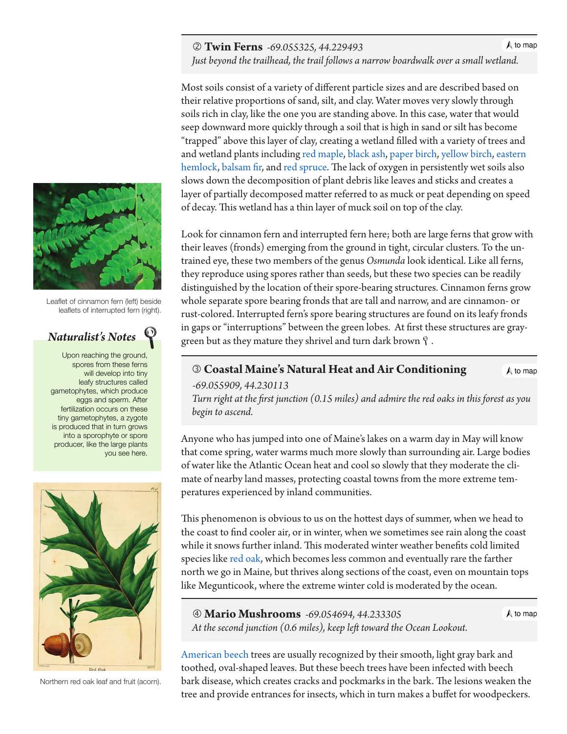## ② Twin Ferns *-69.055325, 44.229493*

*Just beyond the trailhead, the trail follows a narrow boardwalk over a small wetland.*

Most soils consist of a variety of different particle sizes and are described based on their relative proportions of sand, silt, and clay. Water moves very slowly through soils rich in clay, like the one you are standing above. In this case, water that would seep downward more quickly through a soil that is high in sand or silt has become "trapped" above this layer of clay, creating a wetland filled with a variety of trees and and wetland plants including red maple, black ash, paper birch, yellow birch, eastern hemlock, balsam fir, and red spruce. The lack of oxygen in persistently wet soils also slows down the decomposition of plant debris like leaves and sticks and creates a layer of partially decomposed matter referred to as muck or peat depending on speed of decay. This wetland has a thin layer of muck soil on top of the clay.

Look for cinnamon fern and interrupted fern here; both are large ferns that grow with their leaves (fronds) emerging from the ground in tight, circular clusters. To the untrained eye, these two members of the genus *Osmunda* look identical. Like all ferns, they reproduce using spores rather than seeds, but these two species can be readily distinguished by the location of their spore-bearing structures. Cinnamon ferns grow whole separate spore bearing fronds that are tall and narrow, and are cinnamon- or rust-colored. Interrupted fern's spore bearing structures are found on its leafy fronds in gaps or "interruptions" between the green lobes. At first these structures are gray-green but as they mature they shrivel and turn dark brown.

Leaflet of cinnamon fern (left) beside leaflets of interrupted fern (right).

### *Naturalist's Notes*

Upon reaching the ground, spores from these ferns will develop into tiny leafy structures called gametophytes, which produce eggs and sperm. After fertilization occurs on these tiny gametophytes, a zygote is produced that in turn grows into a sporophyte or spore producer, like the large plants you see here.

## ③ Coastal Maine's Natural Heat and Air Conditioning

*-69.055909, 44.230113*

*Turn right at the first junction (0.15 miles) and admire the red oaks in this forest as you begin to ascend.*

Anyone who has jumped into one of Maine's lakes on a warm day in May will know that come spring, water warms much more slowly than surrounding air. Large bodies of water like the Atlantic Ocean heat and cool so slowly that they moderate the climate of nearby land masses, protecting coastal towns from the more extreme temperatures experienced by inland communities.

This phenomenon is obvious to us on the hottest days of summer, when we head to the coast to find cooler air, or in winter, when we sometimes see rain along the coast while it snows further inland. This moderated winter weather benefits cold limited species like red oak, which becomes less common and eventually rare the farther north we go in Maine, but thrives along sections of the coast, even on mountain tops like Megunticook, where the extreme winter cold is moderated by the ocean.

Northern red oak leaf and fruit (acorn).

## ④ Mario Mushrooms *-69.054694, 44.233305*

*At the second junction (0.6 miles), keep left toward the Ocean Lookout.*

American beech trees are usually recognized by their smooth, light gray bark and toothed, oval-shaped leaves. But these beech trees have been infected with beech bark disease, which creates cracks and pockmarks in the bark. The lesions weaken the tree and provide entrances for insects, which in turn makes a buffet for woodpeckers.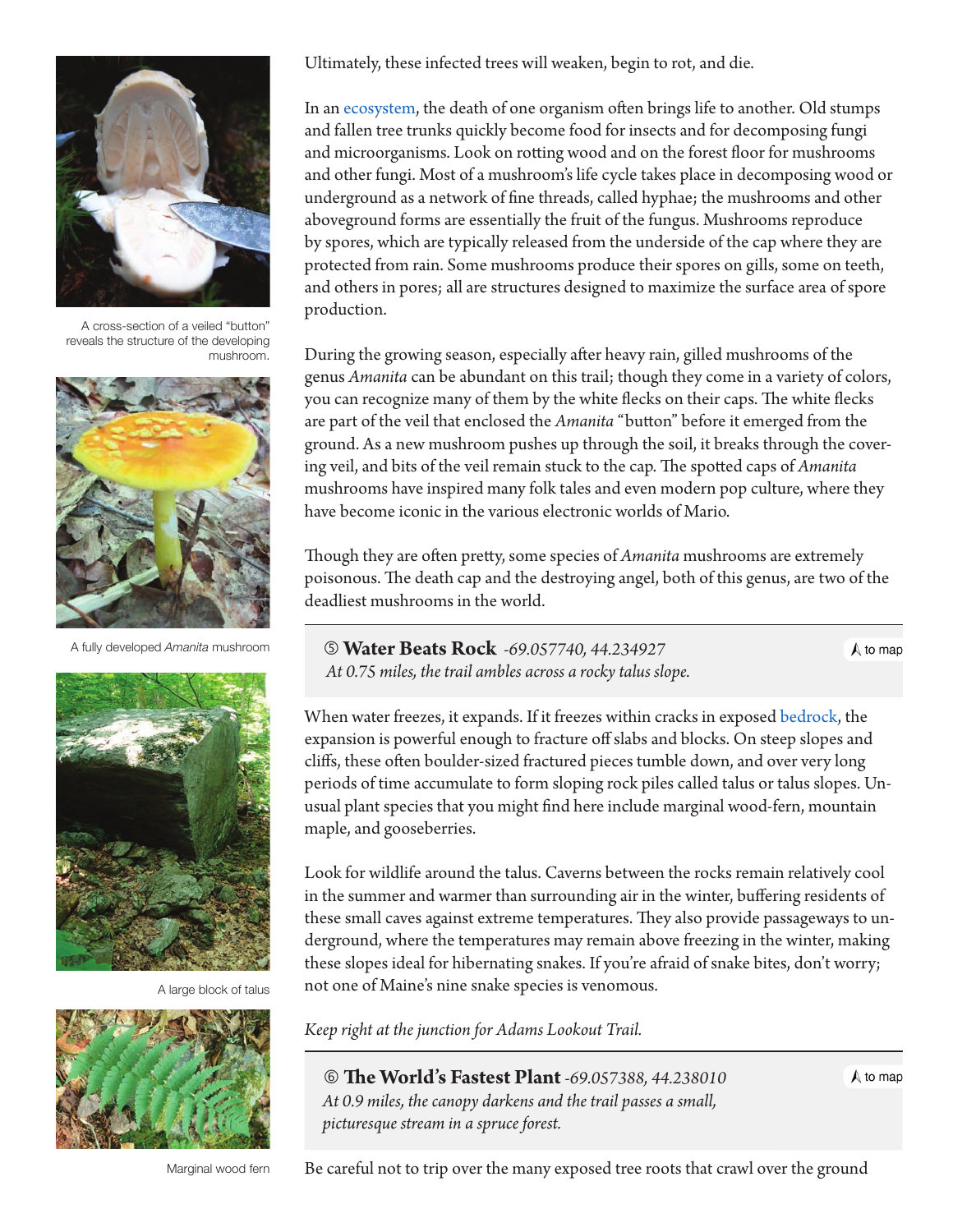Ultimately, these infected trees will weaken, begin to rot, and die.

In an ecosystem, the death of one organism often brings life to another. Old stumps and fallen tree trunks quickly become food for insects and for decomposing fungi and microorganisms. Look on rotting wood and on the forest floor for mushrooms and other fungi. Most of a mushroom's life cycle takes place in decomposing wood or underground as a network of fine threads, called hyphae; the mushrooms and other aboveground forms are essentially the fruit of the fungus. Mushrooms reproduce by spores, which are typically released from the underside of the cap where they are protected from rain. Some mushrooms produce their spores on gills, some on teeth, and others in pores; all are structures designed to maximize the surface area of spore production.

During the growing season, especially after heavy rain, gilled mushrooms of the genus *Amanita* can be abundant on this trail; though they come in a variety of colors, you can recognize many of them by the white flecks on their caps. The white flecks are part of the veil that enclosed the *Amanita* "button" before it emerged from the ground. As a new mushroom pushes up through the soil, it breaks through the covering veil, and bits of the veil remain stuck to the cap. The spotted caps of *Amanita* mushrooms have inspired many folk tales and even modern pop culture, where they have become iconic in the various electronic worlds of Mario.

Though they are often pretty, some species of *Amanita* mushrooms are extremely poisonous. The death cap and the destroying angel, both of this genus, are two of the deadliest mushrooms in the world.

A cross-section of a veiled "button" reveals the structure of the developing mushroom.

A fully developed *Amanita* mushroom

### ⑤ Water Beats Rock *-69.057740, 44.234927*

*At 0.75 miles, the trail ambles across a rocky talus slope.*

to map

When water freezes, it expands. If it freezes within cracks in exposed bedrock, the expansion is powerful enough to fracture off slabs and blocks. On steep slopes and cliffs, these often boulder-sized fractured pieces tumble down, and over very long periods of time accumulate to form sloping rock piles called talus or talus slopes. Unusual plant species that you might find here include marginal wood-fern, mountain maple, and gooseberries.

Look for wildlife around the talus. Caverns between the rocks remain relatively cool in the summer and warmer than surrounding air in the winter, buffering residents of these small caves against extreme temperatures. They also provide passageways to underground, where the temperatures may remain above freezing in the winter, making these slopes ideal for hibernating snakes. If you're afraid of snake bites, don't worry; not one of Maine's nine snake species is venomous.

A large block of talus

*Keep right at the junction for Adams Lookout Trail.*

### ⑥ The World's Fastest Plant *-69.057388, 44.238010*

*At 0.9 miles, the canopy darkens and the trail passes a small, picturesque stream in a spruce forest.*

to map

Marginal wood fern

Be careful not to trip over the many exposed tree roots that crawl over the ground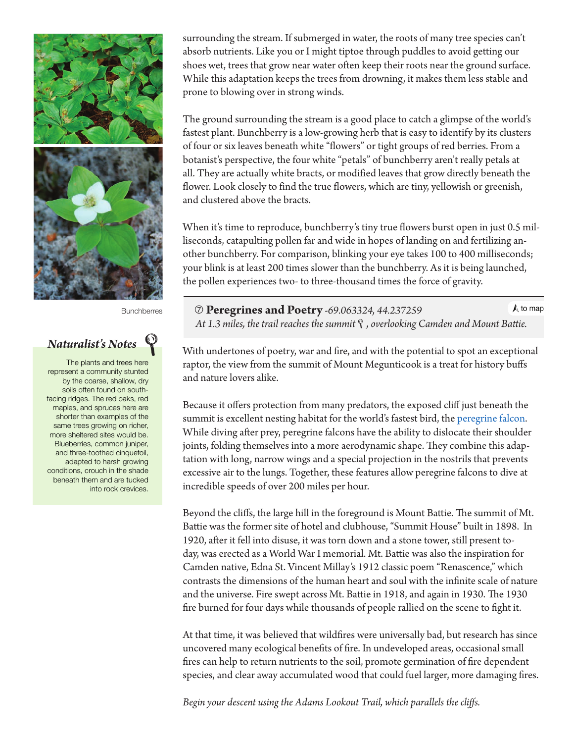surrounding the stream. If submerged in water, the roots of many tree species can't absorb nutrients. Like you or I might tiptoe through puddles to avoid getting our shoes wet, trees that grow near water often keep their roots near the ground surface. While this adaptation keeps the trees from drowning, it makes them less stable and prone to blowing over in strong winds.

The ground surrounding the stream is a good place to catch a glimpse of the world's fastest plant. Bunchberry is a low-growing herb that is easy to identify by its clusters of four or six leaves beneath white "flowers" or tight groups of red berries. From a botanist's perspective, the four white "petals" of bunchberry aren't really petals at all. They are actually white bracts, or modified leaves that grow directly beneath the flower. Look closely to find the true flowers, which are tiny, yellowish or greenish, and clustered above the bracts.

When it's time to reproduce, bunchberry's tiny true flowers burst open in just 0.5 milliseconds, catapulting pollen far and wide in hopes of landing on and fertilizing another bunchberry. For comparison, blinking your eye takes 100 to 400 milliseconds; your blink is at least 200 times slower than the bunchberry. As it is being launched, the pollen experiences two- to three-thousand times the force of gravity.

Bunchberres

### Naturalist's Notes

The plants and trees here represent a community stunted by the coarse, shallow, dry soils often found on south-facing ridges. The red oaks, red maples, and spruces here are shorter than examples of the same trees growing on richer, more sheltered sites would be. Blueberries, common juniper, and three-toothed cinquefoil, adapted to harsh growing conditions, crouch in the shade beneath them and are tucked into rock crevices.

## ⑦ Peregrines and Poetry *-69.063324, 44.237259*

to map

*At 1.3 miles, the trail reaches the summit, overlooking Camden and Mount Battie.*

With undertones of poetry, war and fire, and with the potential to spot an exceptional raptor, the view from the summit of Mount Megunticook is a treat for history buffs and nature lovers alike.

Because it offers protection from many predators, the exposed cliff just beneath the summit is excellent nesting habitat for the world's fastest bird, the peregrine falcon. While diving after prey, peregrine falcons have the ability to dislocate their shoulder joints, folding themselves into a more aerodynamic shape. They combine this adaptation with long, narrow wings and a special projection in the nostrils that prevents excessive air to the lungs. Together, these features allow peregrine falcons to dive at incredible speeds of over 200 miles per hour.

Beyond the cliffs, the large hill in the foreground is Mount Battie. The summit of Mt. Battie was the former site of hotel and clubhouse, "Summit House" built in 1898. In 1920, after it fell into disuse, it was torn down and a stone tower, still present today, was erected as a World War I memorial. Mt. Battie was also the inspiration for Camden native, Edna St. Vincent Millay's 1912 classic poem "Renascence," which contrasts the dimensions of the human heart and soul with the infinite scale of nature and the universe. Fire swept across Mt. Battie in 1918, and again in 1930. The 1930 fire burned for four days while thousands of people rallied on the scene to fight it.

At that time, it was believed that wildfires were universally bad, but research has since uncovered many ecological benefits of fire. In undeveloped areas, occasional small fires can help to return nutrients to the soil, promote germination of fire dependent species, and clear away accumulated wood that could fuel larger, more damaging fires.

*Begin your descent using the Adams Lookout Trail, which parallels the cliffs.*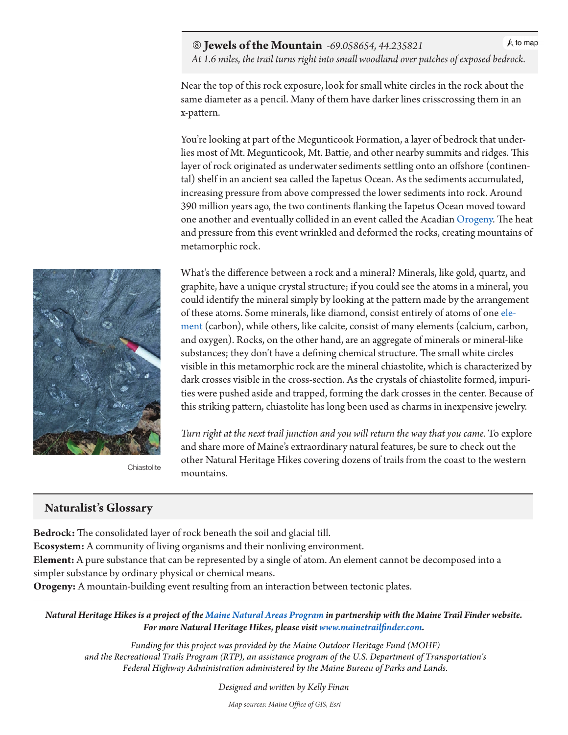### ⑧ **Jewels of the Mountain** *-69.058654, 44.235821*

*At 1.6 miles, the trail turns right into small woodland over patches of exposed bedrock.*

Near the top of this rock exposure, look for small white circles in the rock about the same diameter as a pencil. Many of them have darker lines crisscrossing them in an x-pattern.

You're looking at part of the Megunticook Formation, a layer of bedrock that underlies most of Mt. Megunticook, Mt. Battie, and other nearby summits and ridges. This layer of rock originated as underwater sediments settling onto an offshore (continental) shelf in an ancient sea called the Iapetus Ocean. As the sediments accumulated, increasing pressure from above compressed the lower sediments into rock. Around 390 million years ago, the two continents flanking the Iapetus Ocean moved toward one another and eventually collided in an event called the Acadian Orogeny. The heat and pressure from this event wrinkled and deformed the rocks, creating mountains of metamorphic rock.

What's the difference between a rock and a mineral? Minerals, like gold, quartz, and graphite, have a unique crystal structure; if you could see the atoms in a mineral, you could identify the mineral simply by looking at the pattern made by the arrangement of these atoms. Some minerals, like diamond, consist entirely of atoms of one element (carbon), while others, like calcite, consist of many elements (calcium, carbon, and oxygen). Rocks, on the other hand, are an aggregate of minerals or mineral-like substances; they don't have a defining chemical structure. The small white circles visible in this metamorphic rock are the mineral chiastolite, which is characterized by dark crosses visible in the cross-section. As the crystals of chiastolite formed, impurities were pushed aside and trapped, forming the dark crosses in the center. Because of this striking pattern, chiastolite has long been used as charms in inexpensive jewelry.

Chiastolite

*Turn right at the next trail junction and you will return the way that you came.* To explore and share more of Maine's extraordinary natural features, be sure to check out the other Natural Heritage Hikes covering dozens of trails from the coast to the western mountains.

## Naturalist's Glossary

**Bedrock:** The consolidated layer of rock beneath the soil and glacial till.
**Ecosystem:** A community of living organisms and their nonliving environment.
**Element:** A pure substance that can be represented by a single of atom. An element cannot be decomposed into a simpler substance by ordinary physical or chemical means.
**Orogeny:** A mountain-building event resulting from an interaction between tectonic plates.

***Natural Heritage Hikes is a project of the Maine Natural Areas Program in partnership with the Maine Trail Finder website. For more Natural Heritage Hikes, please visit www.mainetrailfinder.com.***

*Funding for this project was provided by the Maine Outdoor Heritage Fund (MOHF) and the Recreational Trails Program (RTP), an assistance program of the U.S. Department of Transportation's Federal Highway Administration administered by the Maine Bureau of Parks and Lands.*

*Designed and written by Kelly Finan*

*Map sources: Maine Office of GIS, Esri*